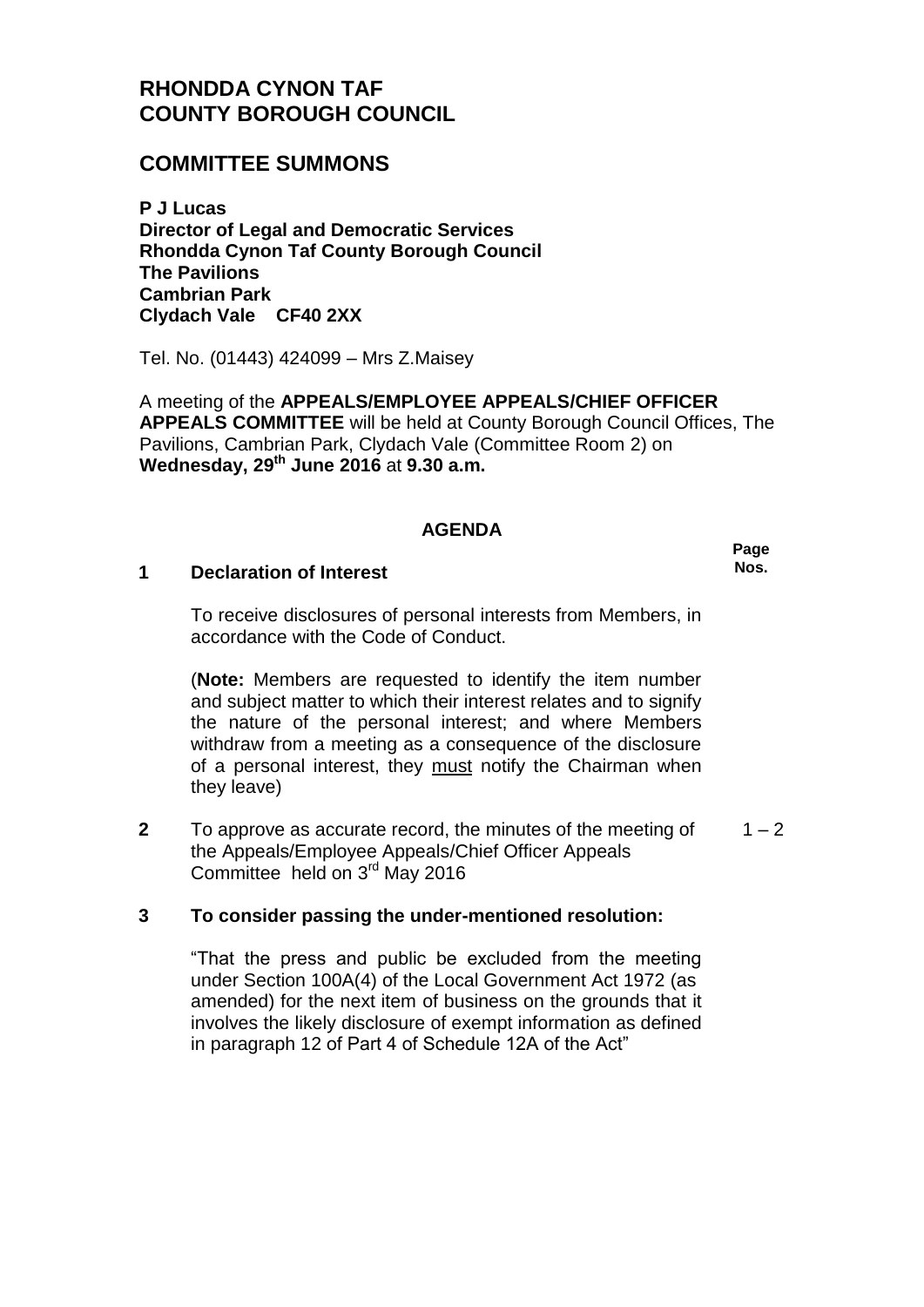# RHONDDA CYNON TAF COUNTY BOROUGH COUNCIL

## COMMITTEE SUMMONS

**P J Lucas**
**Director of Legal and Democratic Services**
**Rhondda Cynon Taf County Borough Council**
**The Pavilions**
**Cambrian Park**
**Clydach Vale CF40 2XX**

Tel. No. (01443) 424099 – Mrs Z.Maisey

A meeting of the **APPEALS/EMPLOYEE APPEALS/CHIEF OFFICER APPEALS COMMITTEE** will be held at County Borough Council Offices, The Pavilions, Cambrian Park, Clydach Vale (Committee Room 2) on **Wednesday, 29th June 2016** at **9.30 a.m.**

### AGENDA

| | | **Page Nos.** |
|---|---|---|
| **1** | **Declaration of Interest**<br><br>To receive disclosures of personal interests from Members, in accordance with the Code of Conduct.<br><br>(**Note:** Members are requested to identify the item number and subject matter to which their interest relates and to signify the nature of the personal interest; and where Members withdraw from a meeting as a consequence of the disclosure of a personal interest, they must notify the Chairman when they leave) | |
| **2** | To approve as accurate record, the minutes of the meeting of the Appeals/Employee Appeals/Chief Officer Appeals Committee held on 3rd May 2016 | 1 – 2 |
| **3** | **To consider passing the under-mentioned resolution:**<br><br>"That the press and public be excluded from the meeting under Section 100A(4) of the Local Government Act 1972 (as amended) for the next item of business on the grounds that it involves the likely disclosure of exempt information as defined in paragraph 12 of Part 4 of Schedule 12A of the Act" | |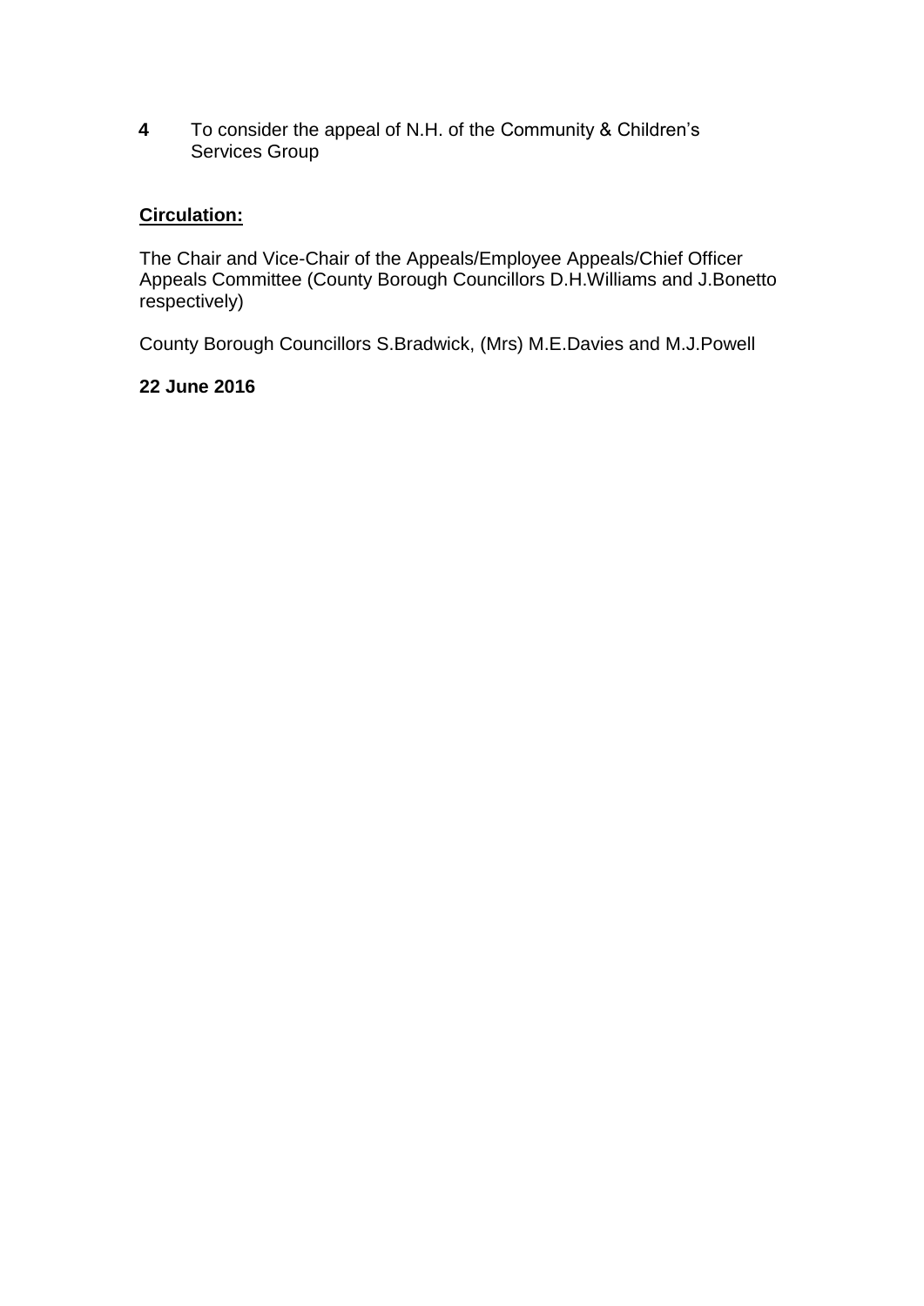**4** To consider the appeal of N.H. of the Community & Children's Services Group

**Circulation:**

The Chair and Vice-Chair of the Appeals/Employee Appeals/Chief Officer Appeals Committee (County Borough Councillors D.H.Williams and J.Bonetto respectively)

County Borough Councillors S.Bradwick, (Mrs) M.E.Davies and M.J.Powell

**22 June 2016**